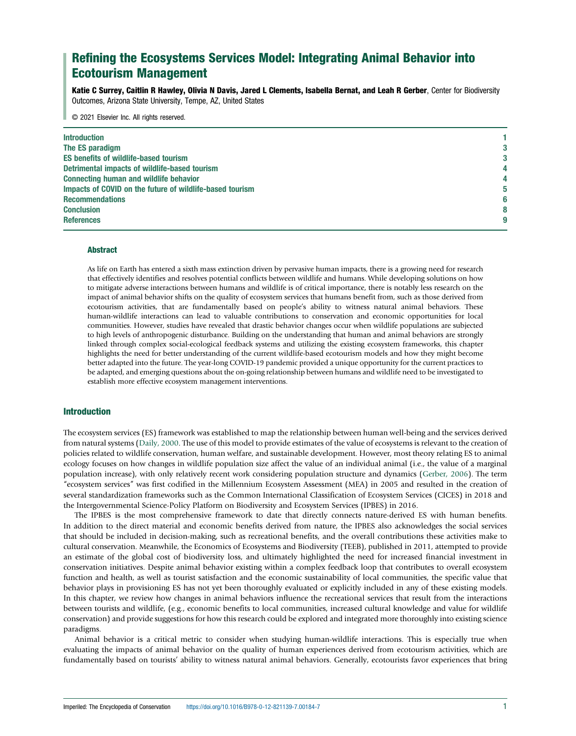# Refining the Ecosystems Services Model: Integrating Animal Behavior into Ecotourism Management

**Katie C Surrey, Caitlin R Hawley, Olivia N Davis, Jared L Clements, Isabella Bernat, and Leah R Gerber**, Center for Biodiversity Outcomes, Arizona State University, Tempe, AZ, United States

© 2021 Elsevier Inc. All rights reserved.

| | |
|---|---|
| Introduction | 1 |
| The ES paradigm | 3 |
| ES benefits of wildlife-based tourism | 3 |
| Detrimental impacts of wildlife-based tourism | 4 |
| Connecting human and wildlife behavior | 4 |
| Impacts of COVID on the future of wildlife-based tourism | 5 |
| Recommendations | 6 |
| Conclusion | 8 |
| References | 9 |

### Abstract

As life on Earth has entered a sixth mass extinction driven by pervasive human impacts, there is a growing need for research that effectively identifies and resolves potential conflicts between wildlife and humans. While developing solutions on how to mitigate adverse interactions between humans and wildlife is of critical importance, there is notably less research on the impact of animal behavior shifts on the quality of ecosystem services that humans benefit from, such as those derived from ecotourism activities, that are fundamentally based on people's ability to witness natural animal behaviors. These human-wildlife interactions can lead to valuable contributions to conservation and economic opportunities for local communities. However, studies have revealed that drastic behavior changes occur when wildlife populations are subjected to high levels of anthropogenic disturbance. Building on the understanding that human and animal behaviors are strongly linked through complex social-ecological feedback systems and utilizing the existing ecosystem frameworks, this chapter highlights the need for better understanding of the current wildlife-based ecotourism models and how they might become better adapted into the future. The year-long COVID-19 pandemic provided a unique opportunity for the current practices to be adapted, and emerging questions about the on-going relationship between humans and wildlife need to be investigated to establish more effective ecosystem management interventions.

## Introduction

The ecosystem services (ES) framework was established to map the relationship between human well-being and the services derived from natural systems (Daily, 2000. The use of this model to provide estimates of the value of ecosystems is relevant to the creation of policies related to wildlife conservation, human welfare, and sustainable development. However, most theory relating ES to animal ecology focuses on how changes in wildlife population size affect the value of an individual animal (i.e., the value of a marginal population increase), with only relatively recent work considering population structure and dynamics (Gerber, 2006). The term "ecosystem services" was first codified in the Millennium Ecosystem Assessment (MEA) in 2005 and resulted in the creation of several standardization frameworks such as the Common International Classification of Ecosystem Services (CICES) in 2018 and the Intergovernmental Science-Policy Platform on Biodiversity and Ecosystem Services (IPBES) in 2016.

The IPBES is the most comprehensive framework to date that directly connects nature-derived ES with human benefits. In addition to the direct material and economic benefits derived from nature, the IPBES also acknowledges the social services that should be included in decision-making, such as recreational benefits, and the overall contributions these activities make to cultural conservation. Meanwhile, the Economics of Ecosystems and Biodiversity (TEEB), published in 2011, attempted to provide an estimate of the global cost of biodiversity loss, and ultimately highlighted the need for increased financial investment in conservation initiatives. Despite animal behavior existing within a complex feedback loop that contributes to overall ecosystem function and health, as well as tourist satisfaction and the economic sustainability of local communities, the specific value that behavior plays in provisioning ES has not yet been thoroughly evaluated or explicitly included in any of these existing models. In this chapter, we review how changes in animal behaviors influence the recreational services that result from the interactions between tourists and wildlife, (e.g., economic benefits to local communities, increased cultural knowledge and value for wildlife conservation) and provide suggestions for how this research could be explored and integrated more thoroughly into existing science paradigms.

Animal behavior is a critical metric to consider when studying human-wildlife interactions. This is especially true when evaluating the impacts of animal behavior on the quality of human experiences derived from ecotourism activities, which are fundamentally based on tourists' ability to witness natural animal behaviors. Generally, ecotourists favor experiences that bring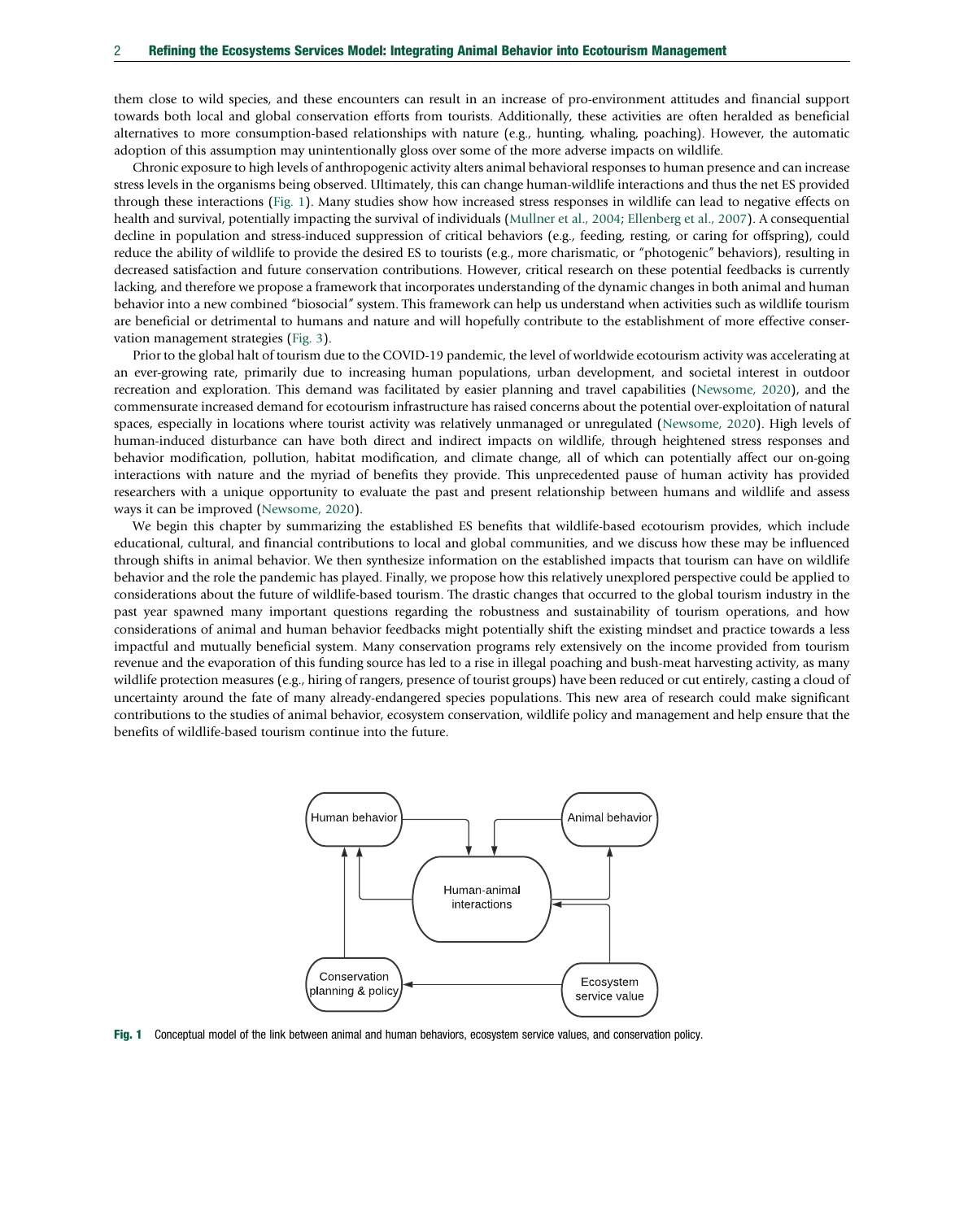them close to wild species, and these encounters can result in an increase of pro-environment attitudes and financial support towards both local and global conservation efforts from tourists. Additionally, these activities are often heralded as beneficial alternatives to more consumption-based relationships with nature (e.g., hunting, whaling, poaching). However, the automatic adoption of this assumption may unintentionally gloss over some of the more adverse impacts on wildlife.

Chronic exposure to high levels of anthropogenic activity alters animal behavioral responses to human presence and can increase stress levels in the organisms being observed. Ultimately, this can change human-wildlife interactions and thus the net ES provided through these interactions (Fig. 1). Many studies show how increased stress responses in wildlife can lead to negative effects on health and survival, potentially impacting the survival of individuals (Mullner et al., 2004; Ellenberg et al., 2007). A consequential decline in population and stress-induced suppression of critical behaviors (e.g., feeding, resting, or caring for offspring), could reduce the ability of wildlife to provide the desired ES to tourists (e.g., more charismatic, or "photogenic" behaviors), resulting in decreased satisfaction and future conservation contributions. However, critical research on these potential feedbacks is currently lacking, and therefore we propose a framework that incorporates understanding of the dynamic changes in both animal and human behavior into a new combined "biosocial" system. This framework can help us understand when activities such as wildlife tourism are beneficial or detrimental to humans and nature and will hopefully contribute to the establishment of more effective conservation management strategies (Fig. 3).

Prior to the global halt of tourism due to the COVID-19 pandemic, the level of worldwide ecotourism activity was accelerating at an ever-growing rate, primarily due to increasing human populations, urban development, and societal interest in outdoor recreation and exploration. This demand was facilitated by easier planning and travel capabilities (Newsome, 2020), and the commensurate increased demand for ecotourism infrastructure has raised concerns about the potential over-exploitation of natural spaces, especially in locations where tourist activity was relatively unmanaged or unregulated (Newsome, 2020). High levels of human-induced disturbance can have both direct and indirect impacts on wildlife, through heightened stress responses and behavior modification, pollution, habitat modification, and climate change, all of which can potentially affect our on-going interactions with nature and the myriad of benefits they provide. This unprecedented pause of human activity has provided researchers with a unique opportunity to evaluate the past and present relationship between humans and wildlife and assess ways it can be improved (Newsome, 2020).

We begin this chapter by summarizing the established ES benefits that wildlife-based ecotourism provides, which include educational, cultural, and financial contributions to local and global communities, and we discuss how these may be influenced through shifts in animal behavior. We then synthesize information on the established impacts that tourism can have on wildlife behavior and the role the pandemic has played. Finally, we propose how this relatively unexplored perspective could be applied to considerations about the future of wildlife-based tourism. The drastic changes that occurred to the global tourism industry in the past year spawned many important questions regarding the robustness and sustainability of tourism operations, and how considerations of animal and human behavior feedbacks might potentially shift the existing mindset and practice towards a less impactful and mutually beneficial system. Many conservation programs rely extensively on the income provided from tourism revenue and the evaporation of this funding source has led to a rise in illegal poaching and bush-meat harvesting activity, as many wildlife protection measures (e.g., hiring of rangers, presence of tourist groups) have been reduced or cut entirely, casting a cloud of uncertainty around the fate of many already-endangered species populations. This new area of research could make significant contributions to the studies of animal behavior, ecosystem conservation, wildlife policy and management and help ensure that the benefits of wildlife-based tourism continue into the future.

**Fig. 1** Conceptual model of the link between animal and human behaviors, ecosystem service values, and conservation policy.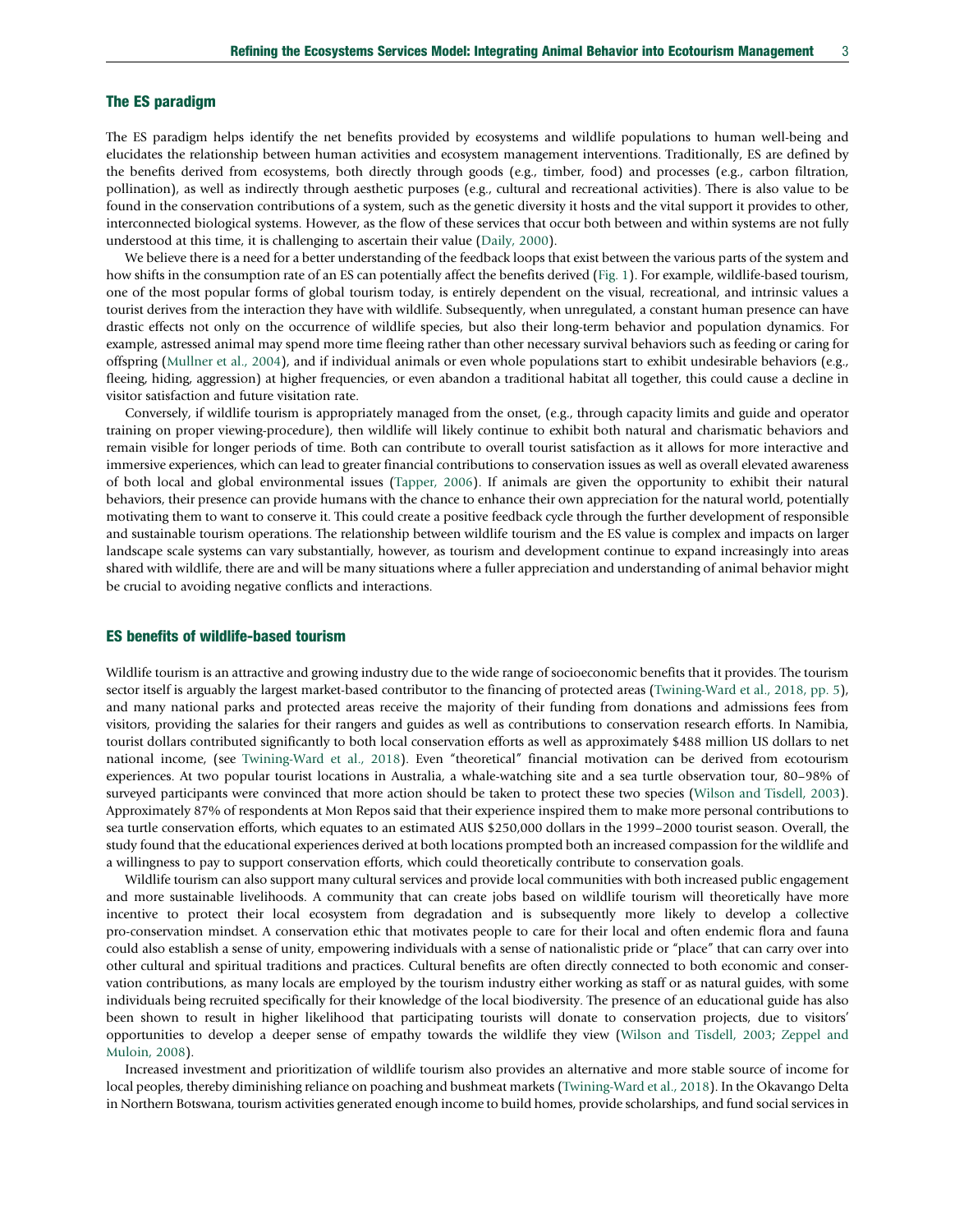## The ES paradigm

The ES paradigm helps identify the net benefits provided by ecosystems and wildlife populations to human well-being and elucidates the relationship between human activities and ecosystem management interventions. Traditionally, ES are defined by the benefits derived from ecosystems, both directly through goods (e.g., timber, food) and processes (e.g., carbon filtration, pollination), as well as indirectly through aesthetic purposes (e.g., cultural and recreational activities). There is also value to be found in the conservation contributions of a system, such as the genetic diversity it hosts and the vital support it provides to other, interconnected biological systems. However, as the flow of these services that occur both between and within systems are not fully understood at this time, it is challenging to ascertain their value (Daily, 2000).

We believe there is a need for a better understanding of the feedback loops that exist between the various parts of the system and how shifts in the consumption rate of an ES can potentially affect the benefits derived (Fig. 1). For example, wildlife-based tourism, one of the most popular forms of global tourism today, is entirely dependent on the visual, recreational, and intrinsic values a tourist derives from the interaction they have with wildlife. Subsequently, when unregulated, a constant human presence can have drastic effects not only on the occurrence of wildlife species, but also their long-term behavior and population dynamics. For example, astressed animal may spend more time fleeing rather than other necessary survival behaviors such as feeding or caring for offspring (Mullner et al., 2004), and if individual animals or even whole populations start to exhibit undesirable behaviors (e.g., fleeing, hiding, aggression) at higher frequencies, or even abandon a traditional habitat all together, this could cause a decline in visitor satisfaction and future visitation rate.

Conversely, if wildlife tourism is appropriately managed from the onset, (e.g., through capacity limits and guide and operator training on proper viewing-procedure), then wildlife will likely continue to exhibit both natural and charismatic behaviors and remain visible for longer periods of time. Both can contribute to overall tourist satisfaction as it allows for more interactive and immersive experiences, which can lead to greater financial contributions to conservation issues as well as overall elevated awareness of both local and global environmental issues (Tapper, 2006). If animals are given the opportunity to exhibit their natural behaviors, their presence can provide humans with the chance to enhance their own appreciation for the natural world, potentially motivating them to want to conserve it. This could create a positive feedback cycle through the further development of responsible and sustainable tourism operations. The relationship between wildlife tourism and the ES value is complex and impacts on larger landscape scale systems can vary substantially, however, as tourism and development continue to expand increasingly into areas shared with wildlife, there are and will be many situations where a fuller appreciation and understanding of animal behavior might be crucial to avoiding negative conflicts and interactions.

## ES benefits of wildlife-based tourism

Wildlife tourism is an attractive and growing industry due to the wide range of socioeconomic benefits that it provides. The tourism sector itself is arguably the largest market-based contributor to the financing of protected areas (Twining-Ward et al., 2018, pp. 5), and many national parks and protected areas receive the majority of their funding from donations and admissions fees from visitors, providing the salaries for their rangers and guides as well as contributions to conservation research efforts. In Namibia, tourist dollars contributed significantly to both local conservation efforts as well as approximately $488 million US dollars to net national income, (see Twining-Ward et al., 2018). Even "theoretical" financial motivation can be derived from ecotourism experiences. At two popular tourist locations in Australia, a whale-watching site and a sea turtle observation tour, 80–98% of surveyed participants were convinced that more action should be taken to protect these two species (Wilson and Tisdell, 2003). Approximately 87% of respondents at Mon Repos said that their experience inspired them to make more personal contributions to sea turtle conservation efforts, which equates to an estimated AUS $250,000 dollars in the 1999–2000 tourist season. Overall, the study found that the educational experiences derived at both locations prompted both an increased compassion for the wildlife and a willingness to pay to support conservation efforts, which could theoretically contribute to conservation goals.

Wildlife tourism can also support many cultural services and provide local communities with both increased public engagement and more sustainable livelihoods. A community that can create jobs based on wildlife tourism will theoretically have more incentive to protect their local ecosystem from degradation and is subsequently more likely to develop a collective pro-conservation mindset. A conservation ethic that motivates people to care for their local and often endemic flora and fauna could also establish a sense of unity, empowering individuals with a sense of nationalistic pride or "place" that can carry over into other cultural and spiritual traditions and practices. Cultural benefits are often directly connected to both economic and conservation contributions, as many locals are employed by the tourism industry either working as staff or as natural guides, with some individuals being recruited specifically for their knowledge of the local biodiversity. The presence of an educational guide has also been shown to result in higher likelihood that participating tourists will donate to conservation projects, due to visitors' opportunities to develop a deeper sense of empathy towards the wildlife they view (Wilson and Tisdell, 2003; Zeppel and Muloin, 2008).

Increased investment and prioritization of wildlife tourism also provides an alternative and more stable source of income for local peoples, thereby diminishing reliance on poaching and bushmeat markets (Twining-Ward et al., 2018). In the Okavango Delta in Northern Botswana, tourism activities generated enough income to build homes, provide scholarships, and fund social services in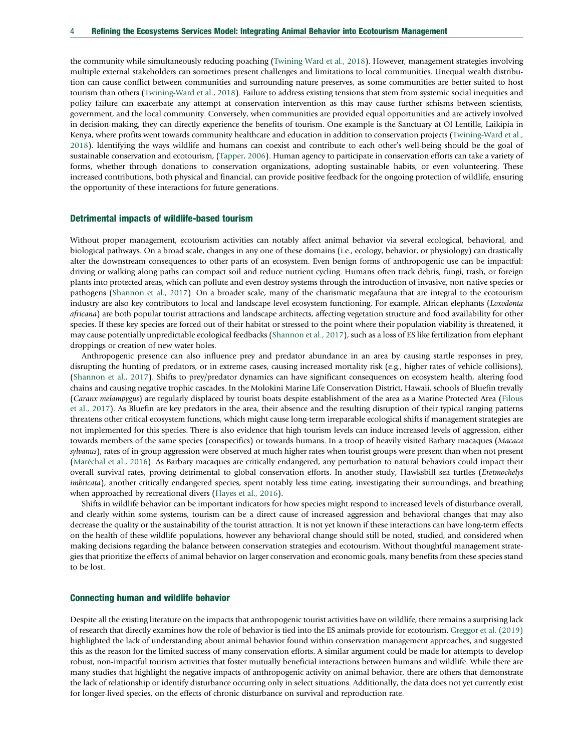the community while simultaneously reducing poaching (Twining-Ward et al., 2018). However, management strategies involving multiple external stakeholders can sometimes present challenges and limitations to local communities. Unequal wealth distribution can cause conflict between communities and surrounding nature preserves, as some communities are better suited to host tourism than others (Twining-Ward et al., 2018). Failure to address existing tensions that stem from systemic social inequities and policy failure can exacerbate any attempt at conservation intervention as this may cause further schisms between scientists, government, and the local community. Conversely, when communities are provided equal opportunities and are actively involved in decision-making, they can directly experience the benefits of tourism. One example is the Sanctuary at Ol Lentille, Laikipia in Kenya, where profits went towards community healthcare and education in addition to conservation projects (Twining-Ward et al., 2018). Identifying the ways wildlife and humans can coexist and contribute to each other's well-being should be the goal of sustainable conservation and ecotourism, (Tapper, 2006). Human agency to participate in conservation efforts can take a variety of forms, whether through donations to conservation organizations, adopting sustainable habits, or even volunteering. These increased contributions, both physical and financial, can provide positive feedback for the ongoing protection of wildlife, ensuring the opportunity of these interactions for future generations.

## Detrimental impacts of wildlife-based tourism

Without proper management, ecotourism activities can notably affect animal behavior via several ecological, behavioral, and biological pathways. On a broad scale, changes in any one of these domains (i.e., ecology, behavior, or physiology) can drastically alter the downstream consequences to other parts of an ecosystem. Even benign forms of anthropogenic use can be impactful: driving or walking along paths can compact soil and reduce nutrient cycling. Humans often track debris, fungi, trash, or foreign plants into protected areas, which can pollute and even destroy systems through the introduction of invasive, non-native species or pathogens (Shannon et al., 2017). On a broader scale, many of the charismatic megafauna that are integral to the ecotourism industry are also key contributors to local and landscape-level ecosystem functioning. For example, African elephants (*Loxodonta africana*) are both popular tourist attractions and landscape architects, affecting vegetation structure and food availability for other species. If these key species are forced out of their habitat or stressed to the point where their population viability is threatened, it may cause potentially unpredictable ecological feedbacks (Shannon et al., 2017), such as a loss of ES like fertilization from elephant droppings or creation of new water holes.

Anthropogenic presence can also influence prey and predator abundance in an area by causing startle responses in prey, disrupting the hunting of predators, or in extreme cases, causing increased mortality risk (e.g., higher rates of vehicle collisions), (Shannon et al., 2017). Shifts to prey/predator dynamics can have significant consequences on ecosystem health, altering food chains and causing negative trophic cascades. In the Molokini Marine Life Conservation District, Hawaii, schools of Bluefin trevally (*Caranx melampygus*) are regularly displaced by tourist boats despite establishment of the area as a Marine Protected Area (Filous et al., 2017). As Bluefin are key predators in the area, their absence and the resulting disruption of their typical ranging patterns threatens other critical ecosystem functions, which might cause long-term irreparable ecological shifts if management strategies are not implemented for this species. There is also evidence that high tourism levels can induce increased levels of aggression, either towards members of the same species (conspecifics) or towards humans. In a troop of heavily visited Barbary macaques (*Macaca sylvanus*), rates of in-group aggression were observed at much higher rates when tourist groups were present than when not present (Maréchal et al., 2016). As Barbary macaques are critically endangered, any perturbation to natural behaviors could impact their overall survival rates, proving detrimental to global conservation efforts. In another study, Hawksbill sea turtles (*Eretmochelys imbricata*), another critically endangered species, spent notably less time eating, investigating their surroundings, and breathing when approached by recreational divers (Hayes et al., 2016).

Shifts in wildlife behavior can be important indicators for how species might respond to increased levels of disturbance overall, and clearly within some systems, tourism can be a direct cause of increased aggression and behavioral changes that may also decrease the quality or the sustainability of the tourist attraction. It is not yet known if these interactions can have long-term effects on the health of these wildlife populations, however any behavioral change should still be noted, studied, and considered when making decisions regarding the balance between conservation strategies and ecotourism. Without thoughtful management strategies that prioritize the effects of animal behavior on larger conservation and economic goals, many benefits from these species stand to be lost.

## Connecting human and wildlife behavior

Despite all the existing literature on the impacts that anthropogenic tourist activities have on wildlife, there remains a surprising lack of research that directly examines how the role of behavior is tied into the ES animals provide for ecotourism. Greggor et al. (2019) highlighted the lack of understanding about animal behavior found within conservation management approaches, and suggested this as the reason for the limited success of many conservation efforts. A similar argument could be made for attempts to develop robust, non-impactful tourism activities that foster mutually beneficial interactions between humans and wildlife. While there are many studies that highlight the negative impacts of anthropogenic activity on animal behavior, there are others that demonstrate the lack of relationship or identify disturbance occurring only in select situations. Additionally, the data does not yet currently exist for longer-lived species, on the effects of chronic disturbance on survival and reproduction rate.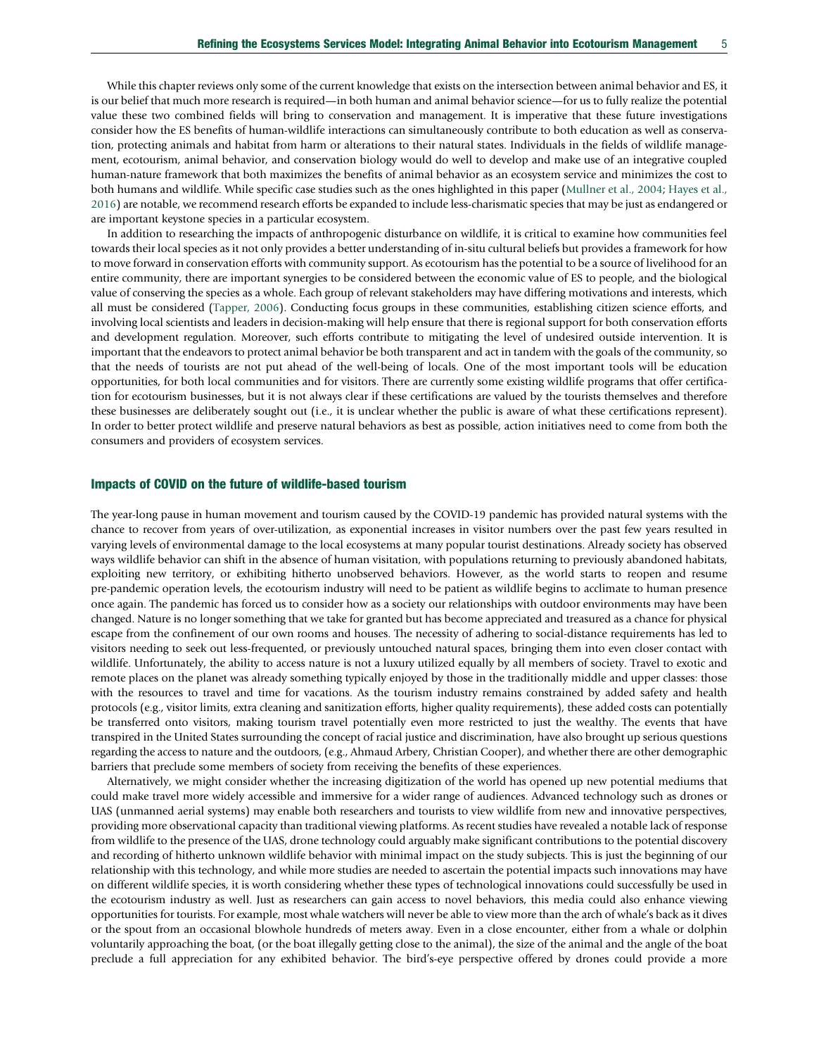While this chapter reviews only some of the current knowledge that exists on the intersection between animal behavior and ES, it is our belief that much more research is required—in both human and animal behavior science—for us to fully realize the potential value these two combined fields will bring to conservation and management. It is imperative that these future investigations consider how the ES benefits of human-wildlife interactions can simultaneously contribute to both education as well as conservation, protecting animals and habitat from harm or alterations to their natural states. Individuals in the fields of wildlife management, ecotourism, animal behavior, and conservation biology would do well to develop and make use of an integrative coupled human-nature framework that both maximizes the benefits of animal behavior as an ecosystem service and minimizes the cost to both humans and wildlife. While specific case studies such as the ones highlighted in this paper (Mullner et al., 2004; Hayes et al., 2016) are notable, we recommend research efforts be expanded to include less-charismatic species that may be just as endangered or are important keystone species in a particular ecosystem.

In addition to researching the impacts of anthropogenic disturbance on wildlife, it is critical to examine how communities feel towards their local species as it not only provides a better understanding of in-situ cultural beliefs but provides a framework for how to move forward in conservation efforts with community support. As ecotourism has the potential to be a source of livelihood for an entire community, there are important synergies to be considered between the economic value of ES to people, and the biological value of conserving the species as a whole. Each group of relevant stakeholders may have differing motivations and interests, which all must be considered (Tapper, 2006). Conducting focus groups in these communities, establishing citizen science efforts, and involving local scientists and leaders in decision-making will help ensure that there is regional support for both conservation efforts and development regulation. Moreover, such efforts contribute to mitigating the level of undesired outside intervention. It is important that the endeavors to protect animal behavior be both transparent and act in tandem with the goals of the community, so that the needs of tourists are not put ahead of the well-being of locals. One of the most important tools will be education opportunities, for both local communities and for visitors. There are currently some existing wildlife programs that offer certification for ecotourism businesses, but it is not always clear if these certifications are valued by the tourists themselves and therefore these businesses are deliberately sought out (i.e., it is unclear whether the public is aware of what these certifications represent). In order to better protect wildlife and preserve natural behaviors as best as possible, action initiatives need to come from both the consumers and providers of ecosystem services.

## Impacts of COVID on the future of wildlife-based tourism

The year-long pause in human movement and tourism caused by the COVID-19 pandemic has provided natural systems with the chance to recover from years of over-utilization, as exponential increases in visitor numbers over the past few years resulted in varying levels of environmental damage to the local ecosystems at many popular tourist destinations. Already society has observed ways wildlife behavior can shift in the absence of human visitation, with populations returning to previously abandoned habitats, exploiting new territory, or exhibiting hitherto unobserved behaviors. However, as the world starts to reopen and resume pre-pandemic operation levels, the ecotourism industry will need to be patient as wildlife begins to acclimate to human presence once again. The pandemic has forced us to consider how as a society our relationships with outdoor environments may have been changed. Nature is no longer something that we take for granted but has become appreciated and treasured as a chance for physical escape from the confinement of our own rooms and houses. The necessity of adhering to social-distance requirements has led to visitors needing to seek out less-frequented, or previously untouched natural spaces, bringing them into even closer contact with wildlife. Unfortunately, the ability to access nature is not a luxury utilized equally by all members of society. Travel to exotic and remote places on the planet was already something typically enjoyed by those in the traditionally middle and upper classes: those with the resources to travel and time for vacations. As the tourism industry remains constrained by added safety and health protocols (e.g., visitor limits, extra cleaning and sanitization efforts, higher quality requirements), these added costs can potentially be transferred onto visitors, making tourism travel potentially even more restricted to just the wealthy. The events that have transpired in the United States surrounding the concept of racial justice and discrimination, have also brought up serious questions regarding the access to nature and the outdoors, (e.g., Ahmaud Arbery, Christian Cooper), and whether there are other demographic barriers that preclude some members of society from receiving the benefits of these experiences.

Alternatively, we might consider whether the increasing digitization of the world has opened up new potential mediums that could make travel more widely accessible and immersive for a wider range of audiences. Advanced technology such as drones or UAS (unmanned aerial systems) may enable both researchers and tourists to view wildlife from new and innovative perspectives, providing more observational capacity than traditional viewing platforms. As recent studies have revealed a notable lack of response from wildlife to the presence of the UAS, drone technology could arguably make significant contributions to the potential discovery and recording of hitherto unknown wildlife behavior with minimal impact on the study subjects. This is just the beginning of our relationship with this technology, and while more studies are needed to ascertain the potential impacts such innovations may have on different wildlife species, it is worth considering whether these types of technological innovations could successfully be used in the ecotourism industry as well. Just as researchers can gain access to novel behaviors, this media could also enhance viewing opportunities for tourists. For example, most whale watchers will never be able to view more than the arch of whale's back as it dives or the spout from an occasional blowhole hundreds of meters away. Even in a close encounter, either from a whale or dolphin voluntarily approaching the boat, (or the boat illegally getting close to the animal), the size of the animal and the angle of the boat preclude a full appreciation for any exhibited behavior. The bird's-eye perspective offered by drones could provide a more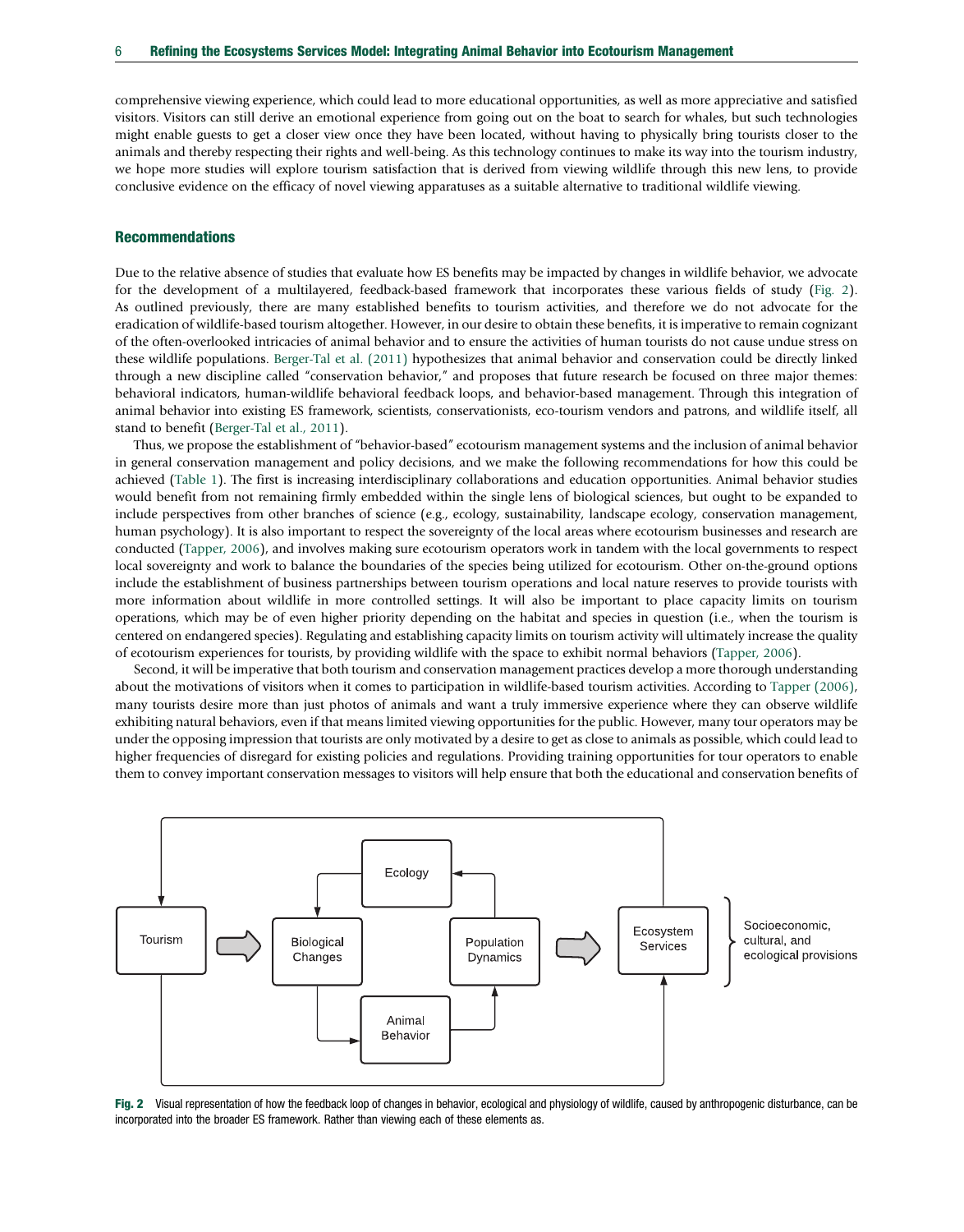comprehensive viewing experience, which could lead to more educational opportunities, as well as more appreciative and satisfied visitors. Visitors can still derive an emotional experience from going out on the boat to search for whales, but such technologies might enable guests to get a closer view once they have been located, without having to physically bring tourists closer to the animals and thereby respecting their rights and well-being. As this technology continues to make its way into the tourism industry, we hope more studies will explore tourism satisfaction that is derived from viewing wildlife through this new lens, to provide conclusive evidence on the efficacy of novel viewing apparatuses as a suitable alternative to traditional wildlife viewing.

## Recommendations

Due to the relative absence of studies that evaluate how ES benefits may be impacted by changes in wildlife behavior, we advocate for the development of a multilayered, feedback-based framework that incorporates these various fields of study (Fig. 2). As outlined previously, there are many established benefits to tourism activities, and therefore we do not advocate for the eradication of wildlife-based tourism altogether. However, in our desire to obtain these benefits, it is imperative to remain cognizant of the often-overlooked intricacies of animal behavior and to ensure the activities of human tourists do not cause undue stress on these wildlife populations. Berger-Tal et al. (2011) hypothesizes that animal behavior and conservation could be directly linked through a new discipline called "conservation behavior," and proposes that future research be focused on three major themes: behavioral indicators, human-wildlife behavioral feedback loops, and behavior-based management. Through this integration of animal behavior into existing ES framework, scientists, conservationists, eco-tourism vendors and patrons, and wildlife itself, all stand to benefit (Berger-Tal et al., 2011).

Thus, we propose the establishment of "behavior-based" ecotourism management systems and the inclusion of animal behavior in general conservation management and policy decisions, and we make the following recommendations for how this could be achieved (Table 1). The first is increasing interdisciplinary collaborations and education opportunities. Animal behavior studies would benefit from not remaining firmly embedded within the single lens of biological sciences, but ought to be expanded to include perspectives from other branches of science (e.g., ecology, sustainability, landscape ecology, conservation management, human psychology). It is also important to respect the sovereignty of the local areas where ecotourism businesses and research are conducted (Tapper, 2006), and involves making sure ecotourism operators work in tandem with the local governments to respect local sovereignty and work to balance the boundaries of the species being utilized for ecotourism. Other on-the-ground options include the establishment of business partnerships between tourism operations and local nature reserves to provide tourists with more information about wildlife in more controlled settings. It will also be important to place capacity limits on tourism operations, which may be of even higher priority depending on the habitat and species in question (i.e., when the tourism is centered on endangered species). Regulating and establishing capacity limits on tourism activity will ultimately increase the quality of ecotourism experiences for tourists, by providing wildlife with the space to exhibit normal behaviors (Tapper, 2006).

Second, it will be imperative that both tourism and conservation management practices develop a more thorough understanding about the motivations of visitors when it comes to participation in wildlife-based tourism activities. According to Tapper (2006), many tourists desire more than just photos of animals and want a truly immersive experience where they can observe wildlife exhibiting natural behaviors, even if that means limited viewing opportunities for the public. However, many tour operators may be under the opposing impression that tourists are only motivated by a desire to get as close to animals as possible, which could lead to higher frequencies of disregard for existing policies and regulations. Providing training opportunities for tour operators to enable them to convey important conservation messages to visitors will help ensure that both the educational and conservation benefits of

Fig. 2 Visual representation of how the feedback loop of changes in behavior, ecological and physiology of wildlife, caused by anthropogenic disturbance, can be incorporated into the broader ES framework. Rather than viewing each of these elements as.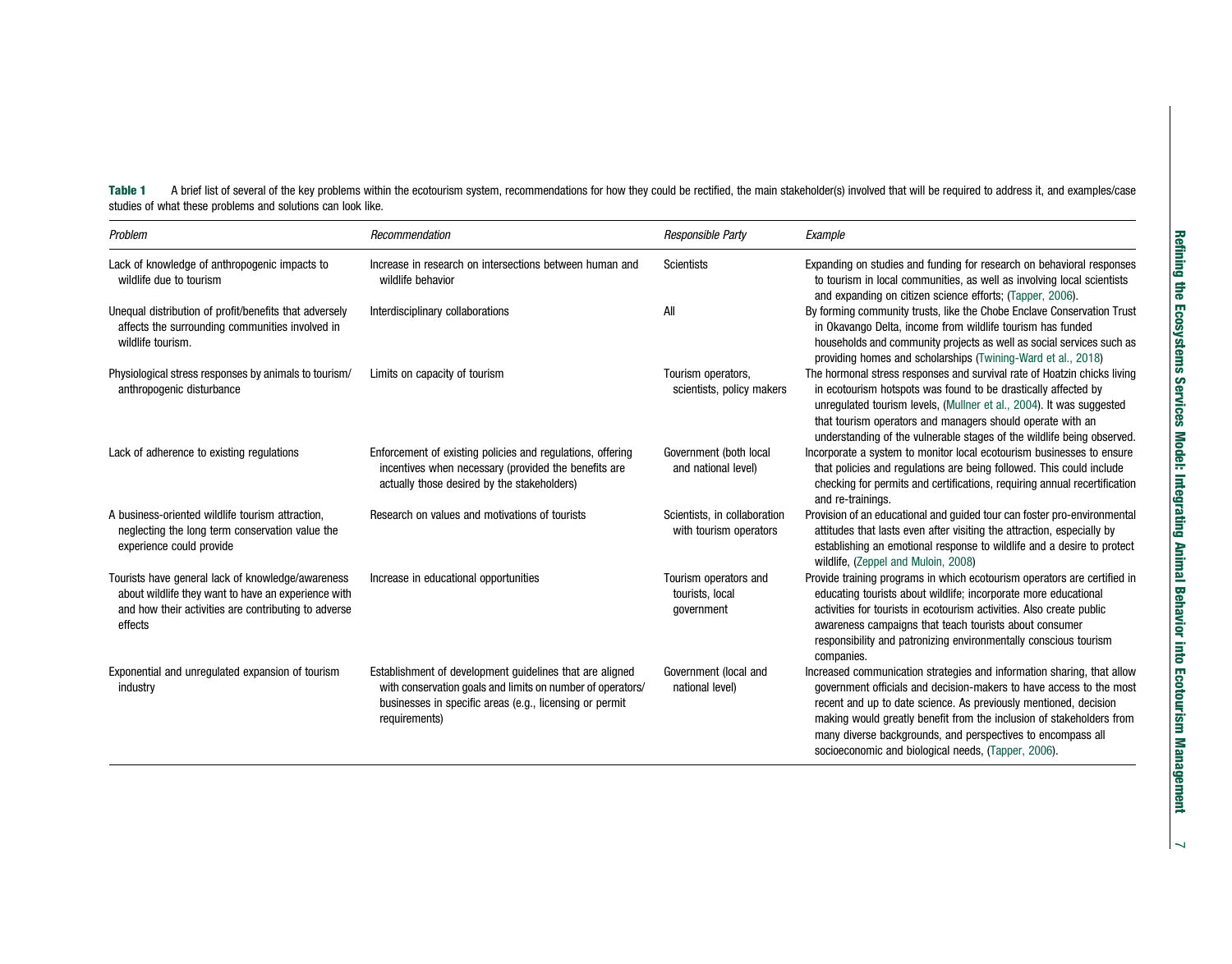**Table 1** A brief list of several of the key problems within the ecotourism system, recommendations for how they could be rectified, the main stakeholder(s) involved that will be required to address it, and examples/case studies of what these problems and solutions can look like.

| *Problem* | *Recommendation* | *Responsible Party* | *Example* |
| --- | --- | --- | --- |
| Lack of knowledge of anthropogenic impacts to wildlife due to tourism | Increase in research on intersections between human and wildlife behavior | Scientists | Expanding on studies and funding for research on behavioral responses to tourism in local communities, as well as involving local scientists and expanding on citizen science efforts; (Tapper, 2006). |
| Unequal distribution of profit/benefits that adversely affects the surrounding communities involved in wildlife tourism. | Interdisciplinary collaborations | All | By forming community trusts, like the Chobe Enclave Conservation Trust in Okavango Delta, income from wildlife tourism has funded households and community projects as well as social services such as providing homes and scholarships (Twining-Ward et al., 2018) |
| Physiological stress responses by animals to tourism/ anthropogenic disturbance | Limits on capacity of tourism | Tourism operators, scientists, policy makers | The hormonal stress responses and survival rate of Hoatzin chicks living in ecotourism hotspots was found to be drastically affected by unregulated tourism levels, (Mullner et al., 2004). It was suggested that tourism operators and managers should operate with an understanding of the vulnerable stages of the wildlife being observed. |
| Lack of adherence to existing regulations | Enforcement of existing policies and regulations, offering incentives when necessary (provided the benefits are actually those desired by the stakeholders) | Government (both local and national level) | Incorporate a system to monitor local ecotourism businesses to ensure that policies and regulations are being followed. This could include checking for permits and certifications, requiring annual recertification and re-trainings. |
| A business-oriented wildlife tourism attraction, neglecting the long term conservation value the experience could provide | Research on values and motivations of tourists | Scientists, in collaboration with tourism operators | Provision of an educational and guided tour can foster pro-environmental attitudes that lasts even after visiting the attraction, especially by establishing an emotional response to wildlife and a desire to protect wildlife, (Zeppel and Muloin, 2008) |
| Tourists have general lack of knowledge/awareness about wildlife they want to have an experience with and how their activities are contributing to adverse effects | Increase in educational opportunities | Tourism operators and tourists, local government | Provide training programs in which ecotourism operators are certified in educating tourists about wildlife; incorporate more educational activities for tourists in ecotourism activities. Also create public awareness campaigns that teach tourists about consumer responsibility and patronizing environmentally conscious tourism companies. |
| Exponential and unregulated expansion of tourism industry | Establishment of development guidelines that are aligned with conservation goals and limits on number of operators/ businesses in specific areas (e.g., licensing or permit requirements) | Government (local and national level) | Increased communication strategies and information sharing, that allow government officials and decision-makers to have access to the most recent and up to date science. As previously mentioned, decision making would greatly benefit from the inclusion of stakeholders from many diverse backgrounds, and perspectives to encompass all socioeconomic and biological needs, (Tapper, 2006). |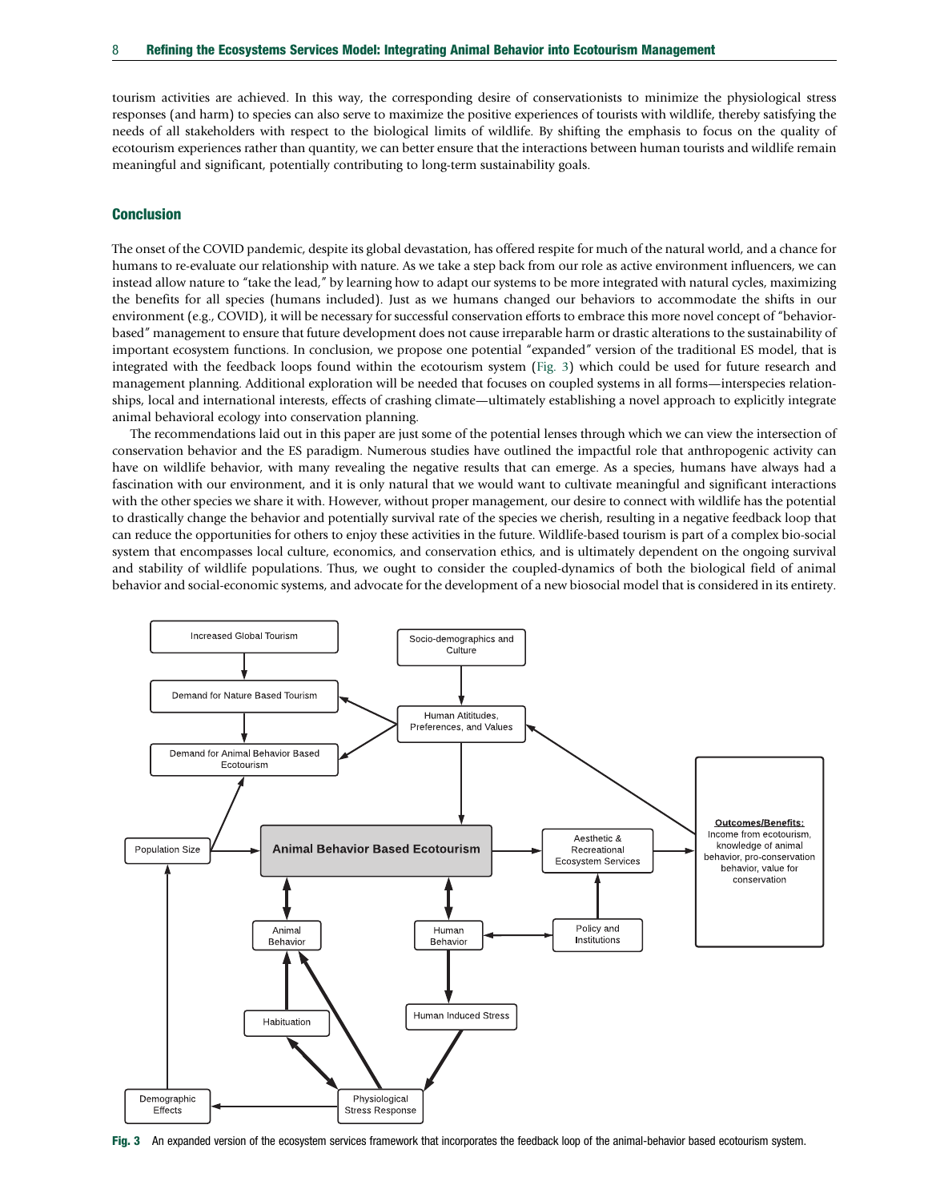tourism activities are achieved. In this way, the corresponding desire of conservationists to minimize the physiological stress responses (and harm) to species can also serve to maximize the positive experiences of tourists with wildlife, thereby satisfying the needs of all stakeholders with respect to the biological limits of wildlife. By shifting the emphasis to focus on the quality of ecotourism experiences rather than quantity, we can better ensure that the interactions between human tourists and wildlife remain meaningful and significant, potentially contributing to long-term sustainability goals.

## Conclusion

The onset of the COVID pandemic, despite its global devastation, has offered respite for much of the natural world, and a chance for humans to re-evaluate our relationship with nature. As we take a step back from our role as active environment influencers, we can instead allow nature to "take the lead," by learning how to adapt our systems to be more integrated with natural cycles, maximizing the benefits for all species (humans included). Just as we humans changed our behaviors to accommodate the shifts in our environment (e.g., COVID), it will be necessary for successful conservation efforts to embrace this more novel concept of "behavior-based" management to ensure that future development does not cause irreparable harm or drastic alterations to the sustainability of important ecosystem functions. In conclusion, we propose one potential "expanded" version of the traditional ES model, that is integrated with the feedback loops found within the ecotourism system (Fig. 3) which could be used for future research and management planning. Additional exploration will be needed that focuses on coupled systems in all forms—interspecies relationships, local and international interests, effects of crashing climate—ultimately establishing a novel approach to explicitly integrate animal behavioral ecology into conservation planning.

The recommendations laid out in this paper are just some of the potential lenses through which we can view the intersection of conservation behavior and the ES paradigm. Numerous studies have outlined the impactful role that anthropogenic activity can have on wildlife behavior, with many revealing the negative results that can emerge. As a species, humans have always had a fascination with our environment, and it is only natural that we would want to cultivate meaningful and significant interactions with the other species we share it with. However, without proper management, our desire to connect with wildlife has the potential to drastically change the behavior and potentially survival rate of the species we cherish, resulting in a negative feedback loop that can reduce the opportunities for others to enjoy these activities in the future. Wildlife-based tourism is part of a complex bio-social system that encompasses local culture, economics, and conservation ethics, and is ultimately dependent on the ongoing survival and stability of wildlife populations. Thus, we ought to consider the coupled-dynamics of both the biological field of animal behavior and social-economic systems, and advocate for the development of a new biosocial model that is considered in its entirety.

**Fig. 3** An expanded version of the ecosystem services framework that incorporates the feedback loop of the animal-behavior based ecotourism system.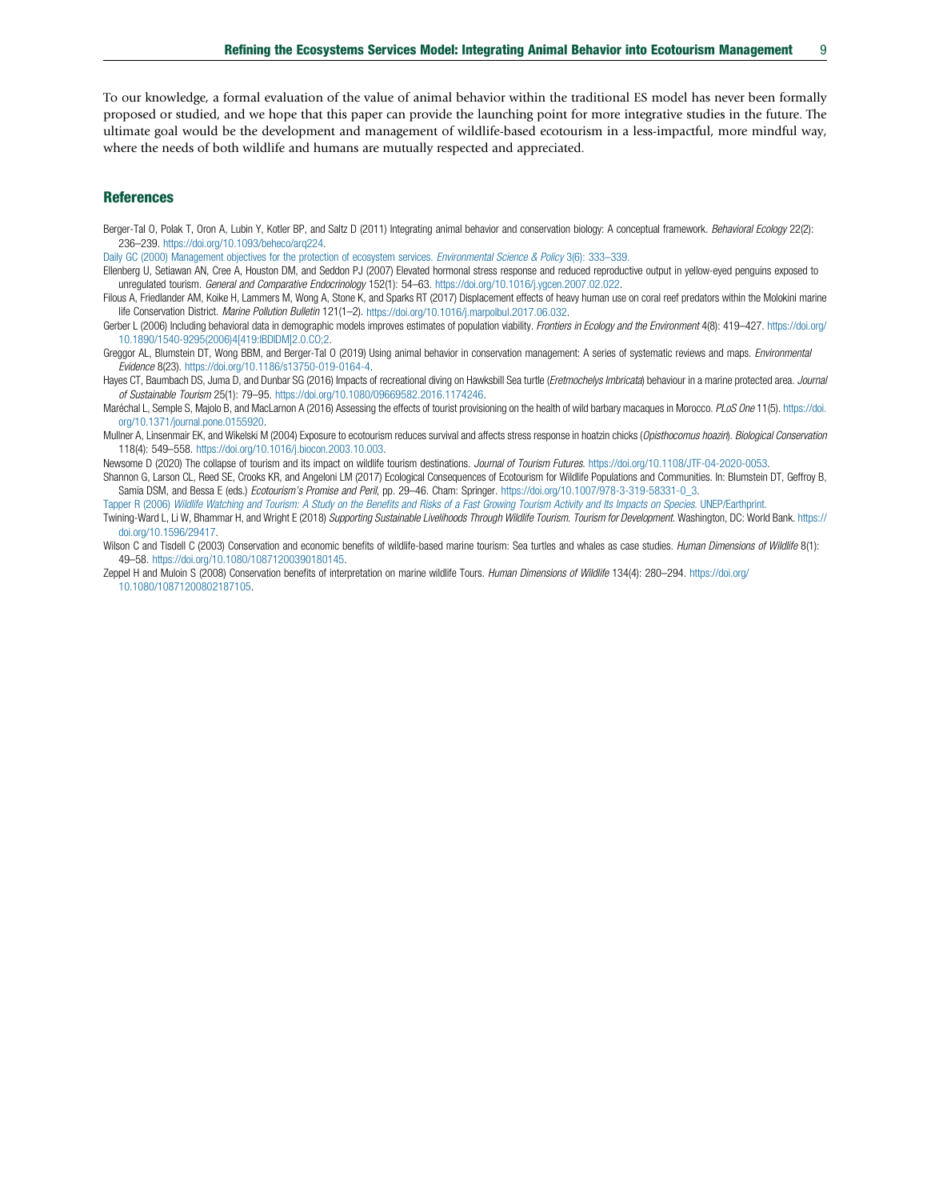To our knowledge, a formal evaluation of the value of animal behavior within the traditional ES model has never been formally proposed or studied, and we hope that this paper can provide the launching point for more integrative studies in the future. The ultimate goal would be the development and management of wildlife-based ecotourism in a less-impactful, more mindful way, where the needs of both wildlife and humans are mutually respected and appreciated.

## References

Berger-Tal O, Polak T, Oron A, Lubin Y, Kotler BP, and Saltz D (2011) Integrating animal behavior and conservation biology: A conceptual framework. *Behavioral Ecology* 22(2): 236–239. https://doi.org/10.1093/beheco/arq224.

Daily GC (2000) Management objectives for the protection of ecosystem services. *Environmental Science & Policy* 3(6): 333–339.

Ellenberg U, Setiawan AN, Cree A, Houston DM, and Seddon PJ (2007) Elevated hormonal stress response and reduced reproductive output in yellow-eyed penguins exposed to unregulated tourism. *General and Comparative Endocrinology* 152(1): 54–63. https://doi.org/10.1016/j.ygcen.2007.02.022.

Filous A, Friedlander AM, Koike H, Lammers M, Wong A, Stone K, and Sparks RT (2017) Displacement effects of heavy human use on coral reef predators within the Molokini marine life Conservation District. *Marine Pollution Bulletin* 121(1–2). https://doi.org/10.1016/j.marpolbul.2017.06.032.

Gerber L (2006) Including behavioral data in demographic models improves estimates of population viability. *Frontiers in Ecology and the Environment* 4(8): 419–427. https://doi.org/10.1890/1540-9295(2006)4[419:IBDIDM]2.0.CO;2.

Greggor AL, Blumstein DT, Wong BBM, and Berger-Tal O (2019) Using animal behavior in conservation management: A series of systematic reviews and maps. *Environmental Evidence* 8(23). https://doi.org/10.1186/s13750-019-0164-4.

Hayes CT, Baumbach DS, Juma D, and Dunbar SG (2016) Impacts of recreational diving on Hawksbill Sea turtle (*Eretmochelys Imbricata*) behaviour in a marine protected area. *Journal of Sustainable Tourism* 25(1): 79–95. https://doi.org/10.1080/09669582.2016.1174246.

Maréchal L, Semple S, Majolo B, and MacLarnon A (2016) Assessing the effects of tourist provisioning on the health of wild barbary macaques in Morocco. *PLoS One* 11(5). https://doi.org/10.1371/journal.pone.0155920.

Mullner A, Linsenmair EK, and Wikelski M (2004) Exposure to ecotourism reduces survival and affects stress response in hoatzin chicks (*Opisthocomus hoazin*). *Biological Conservation* 118(4): 549–558. https://doi.org/10.1016/j.biocon.2003.10.003.

Newsome D (2020) The collapse of tourism and its impact on wildlife tourism destinations. *Journal of Tourism Futures*. https://doi.org/10.1108/JTF-04-2020-0053.

Shannon G, Larson CL, Reed SE, Crooks KR, and Angeloni LM (2017) Ecological Consequences of Ecotourism for Wildlife Populations and Communities. In: Blumstein DT, Geffroy B, Samia DSM, and Bessa E (eds.) *Ecotourism's Promise and Peril*, pp. 29–46. Cham: Springer. https://doi.org/10.1007/978-3-319-58331-0_3.

Tapper R (2006) *Wildlife Watching and Tourism: A Study on the Benefits and Risks of a Fast Growing Tourism Activity and Its Impacts on Species*. UNEP/Earthprint.

Twining-Ward L, Li W, Bhammar H, and Wright E (2018) *Supporting Sustainable Livelihoods Through Wildlife Tourism. Tourism for Development*. Washington, DC: World Bank. https://doi.org/10.1596/29417.

Wilson C and Tisdell C (2003) Conservation and economic benefits of wildlife-based marine tourism: Sea turtles and whales as case studies. *Human Dimensions of Wildlife* 8(1): 49–58. https://doi.org/10.1080/10871200390180145.

Zeppel H and Muloin S (2008) Conservation benefits of interpretation on marine wildlife Tours. *Human Dimensions of Wildlife* 134(4): 280–294. https://doi.org/10.1080/10871200802187105.